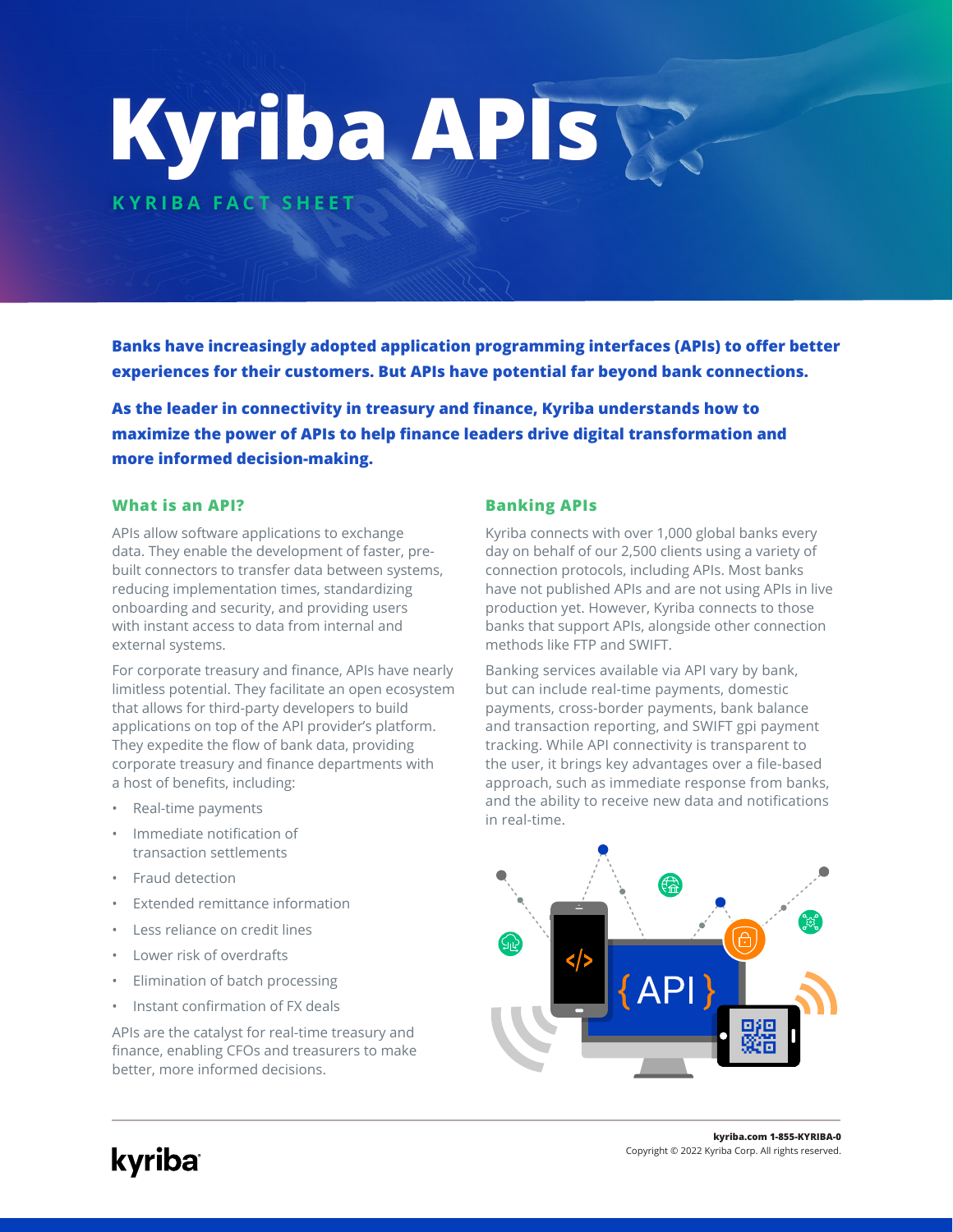# Kyriba APIs

KYRIBA FACT SHEET

**Banks have increasingly adopted application programming interfaces (APIs) to offer better experiences for their customers. But APIs have potential far beyond bank connections.**

**As the leader in connectivity in treasury and finance, Kyriba understands how to maximize the power of APIs to help finance leaders drive digital transformation and more informed decision-making.**

## What is an API?

APIs allow software applications to exchange data. They enable the development of faster, pre-built connectors to transfer data between systems, reducing implementation times, standardizing onboarding and security, and providing users with instant access to data from internal and external systems.

For corporate treasury and finance, APIs have nearly limitless potential. They facilitate an open ecosystem that allows for third-party developers to build applications on top of the API provider's platform. They expedite the flow of bank data, providing corporate treasury and finance departments with a host of benefits, including:

- Real-time payments
- Immediate notification of transaction settlements
- Fraud detection
- Extended remittance information
- Less reliance on credit lines
- Lower risk of overdrafts
- Elimination of batch processing
- Instant confirmation of FX deals

APIs are the catalyst for real-time treasury and finance, enabling CFOs and treasurers to make better, more informed decisions.

## Banking APIs

Kyriba connects with over 1,000 global banks every day on behalf of our 2,500 clients using a variety of connection protocols, including APIs. Most banks have not published APIs and are not using APIs in live production yet. However, Kyriba connects to those banks that support APIs, alongside other connection methods like FTP and SWIFT.

Banking services available via API vary by bank, but can include real-time payments, domestic payments, cross-border payments, bank balance and transaction reporting, and SWIFT gpi payment tracking. While API connectivity is transparent to the user, it brings key advantages over a file-based approach, such as immediate response from banks, and the ability to receive new data and notifications in real-time.

kyriba

**kyriba.com 1-855-KYRIBA-0**
Copyright © 2022 Kyriba Corp. All rights reserved.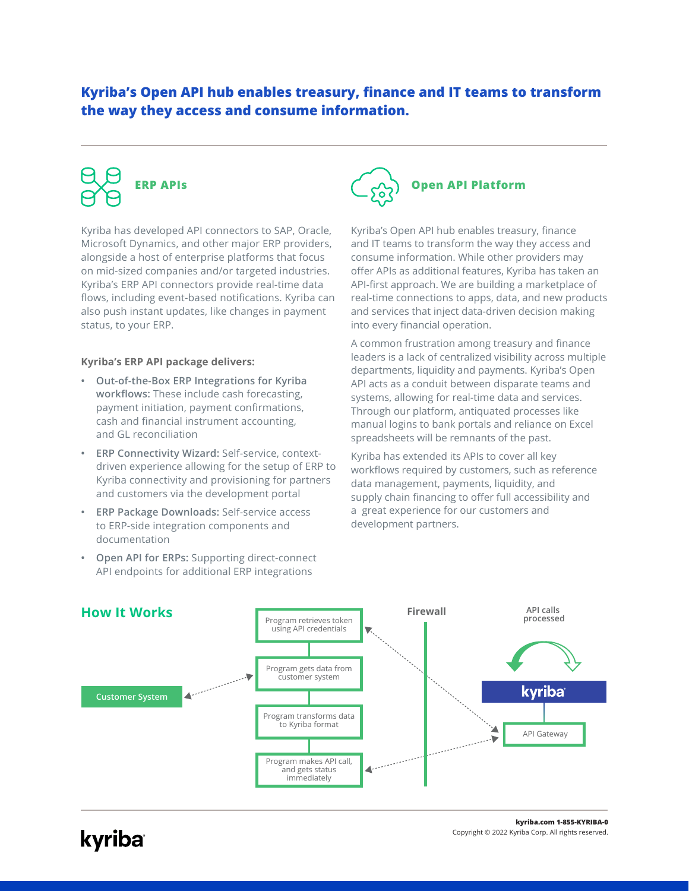**Kyriba's Open API hub enables treasury, finance and IT teams to transform the way they access and consume information.**

## ERP APIs

Kyriba has developed API connectors to SAP, Oracle, Microsoft Dynamics, and other major ERP providers, alongside a host of enterprise platforms that focus on mid-sized companies and/or targeted industries. Kyriba's ERP API connectors provide real-time data flows, including event-based notifications. Kyriba can also push instant updates, like changes in payment status, to your ERP.

**Kyriba's ERP API package delivers:**

- **Out-of-the-Box ERP Integrations for Kyriba workflows:** These include cash forecasting, payment initiation, payment confirmations, cash and financial instrument accounting, and GL reconciliation
- **ERP Connectivity Wizard:** Self-service, context-driven experience allowing for the setup of ERP to Kyriba connectivity and provisioning for partners and customers via the development portal
- **ERP Package Downloads:** Self-service access to ERP-side integration components and documentation
- **Open API for ERPs:** Supporting direct-connect API endpoints for additional ERP integrations

## Open API Platform

Kyriba's Open API hub enables treasury, finance and IT teams to transform the way they access and consume information. While other providers may offer APIs as additional features, Kyriba has taken an API-first approach. We are building a marketplace of real-time connections to apps, data, and new products and services that inject data-driven decision making into every financial operation.

A common frustration among treasury and finance leaders is a lack of centralized visibility across multiple departments, liquidity and payments. Kyriba's Open API acts as a conduit between disparate teams and systems, allowing for real-time data and services. Through our platform, antiquated processes like manual logins to bank portals and reliance on Excel spreadsheets will be remnants of the past.

Kyriba has extended its APIs to cover all key workflows required by customers, such as reference data management, payments, liquidity, and supply chain financing to offer full accessibility and a great experience for our customers and development partners.

## How It Works

Customer System

Program retrieves token using API credentials

Program gets data from customer system

Program transforms data to Kyriba format

Program makes API call, and gets status immediately

Firewall

API calls processed

kyriba

API Gateway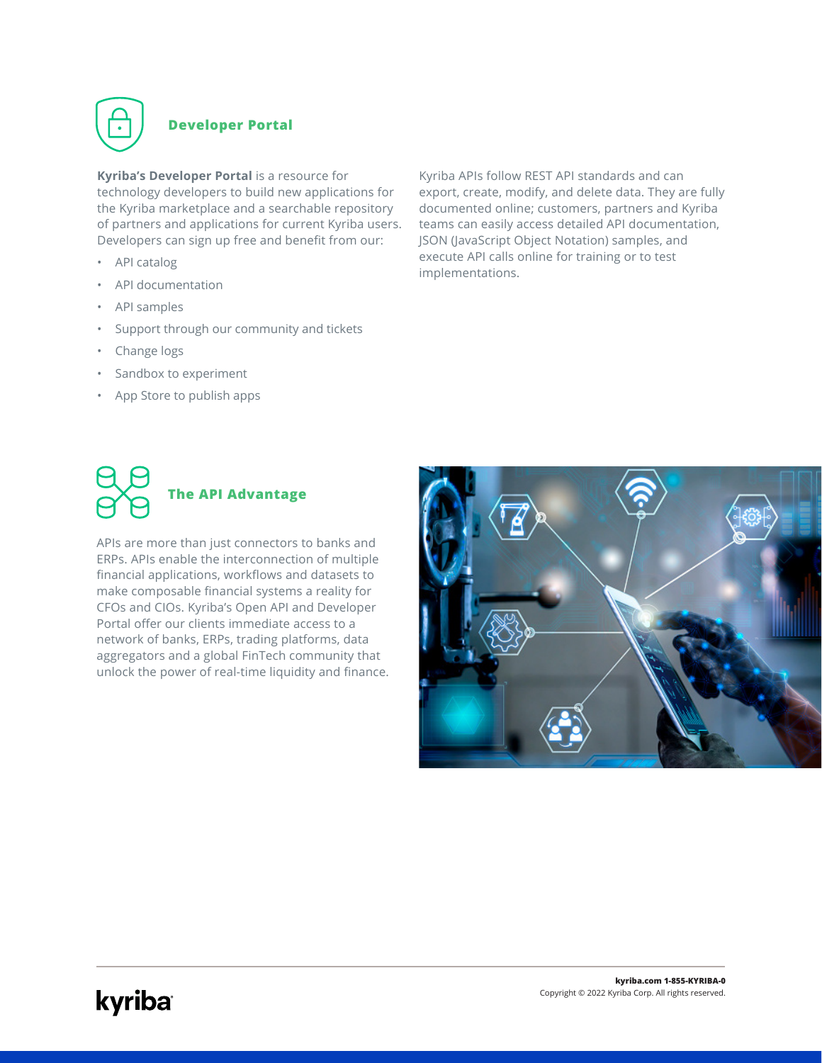## Developer Portal

**Kyriba's Developer Portal** is a resource for technology developers to build new applications for the Kyriba marketplace and a searchable repository of partners and applications for current Kyriba users. Developers can sign up free and benefit from our:

- API catalog
- API documentation
- API samples
- Support through our community and tickets
- Change logs
- Sandbox to experiment
- App Store to publish apps

Kyriba APIs follow REST API standards and can export, create, modify, and delete data. They are fully documented online; customers, partners and Kyriba teams can easily access detailed API documentation, JSON (JavaScript Object Notation) samples, and execute API calls online for training or to test implementations.

## The API Advantage

APIs are more than just connectors to banks and ERPs. APIs enable the interconnection of multiple financial applications, workflows and datasets to make composable financial systems a reality for CFOs and CIOs. Kyriba's Open API and Developer Portal offer our clients immediate access to a network of banks, ERPs, trading platforms, data aggregators and a global FinTech community that unlock the power of real-time liquidity and finance.

kyriba

**kyriba.com 1-855-KYRIBA-0**
Copyright © 2022 Kyriba Corp. All rights reserved.